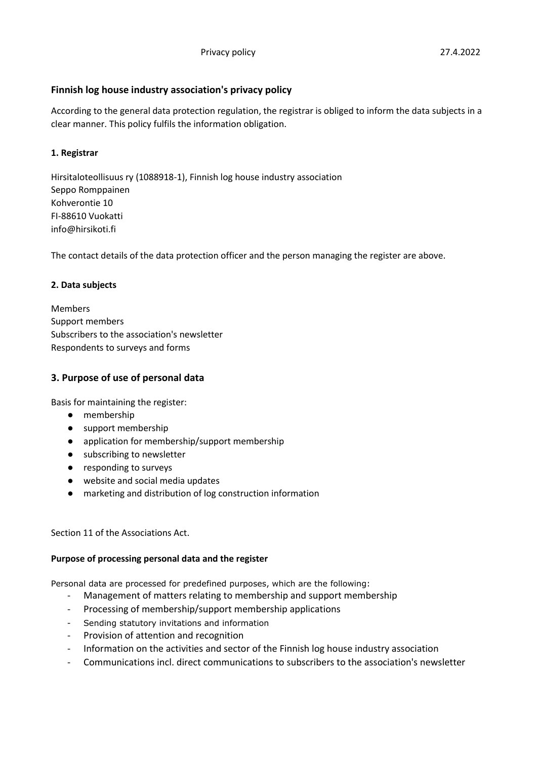Privacy policy 27.4.2022

## Finnish log house industry association's privacy policy

According to the general data protection regulation, the registrar is obliged to inform the data subjects in a clear manner. This policy fulfils the information obligation.

### 1. Registrar

Hirsitaloteollisuus ry (1088918-1), Finnish log house industry association
Seppo Romppainen
Kohverontie 10
FI-88610 Vuokatti
info@hirsikoti.fi

The contact details of the data protection officer and the person managing the register are above.

### 2. Data subjects

Members
Support members
Subscribers to the association's newsletter
Respondents to surveys and forms

## 3. Purpose of use of personal data

Basis for maintaining the register:

- membership
- support membership
- application for membership/support membership
- subscribing to newsletter
- responding to surveys
- website and social media updates
- marketing and distribution of log construction information

Section 11 of the Associations Act.

### Purpose of processing personal data and the register

Personal data are processed for predefined purposes, which are the following:

- Management of matters relating to membership and support membership
- Processing of membership/support membership applications
- Sending statutory invitations and information
- Provision of attention and recognition
- Information on the activities and sector of the Finnish log house industry association
- Communications incl. direct communications to subscribers to the association's newsletter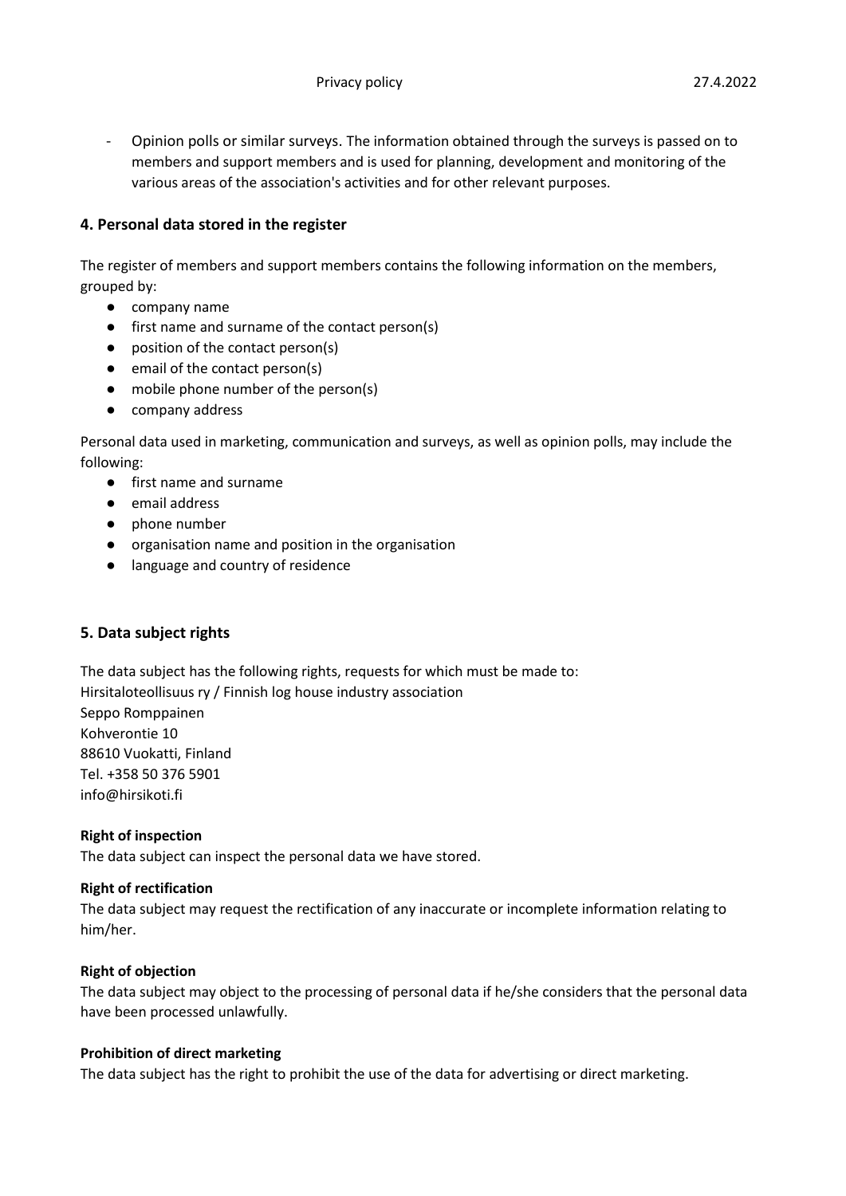- Opinion polls or similar surveys. The information obtained through the surveys is passed on to members and support members and is used for planning, development and monitoring of the various areas of the association's activities and for other relevant purposes.

## 4. Personal data stored in the register

The register of members and support members contains the following information on the members, grouped by:

- company name
- first name and surname of the contact person(s)
- position of the contact person(s)
- email of the contact person(s)
- mobile phone number of the person(s)
- company address

Personal data used in marketing, communication and surveys, as well as opinion polls, may include the following:

- first name and surname
- email address
- phone number
- organisation name and position in the organisation
- language and country of residence

## 5. Data subject rights

The data subject has the following rights, requests for which must be made to:
Hirsitaloteollisuus ry / Finnish log house industry association
Seppo Romppainen
Kohverontie 10
88610 Vuokatti, Finland
Tel. +358 50 376 5901
info@hirsikoti.fi

**Right of inspection**
The data subject can inspect the personal data we have stored.

**Right of rectification**
The data subject may request the rectification of any inaccurate or incomplete information relating to him/her.

**Right of objection**
The data subject may object to the processing of personal data if he/she considers that the personal data have been processed unlawfully.

**Prohibition of direct marketing**
The data subject has the right to prohibit the use of the data for advertising or direct marketing.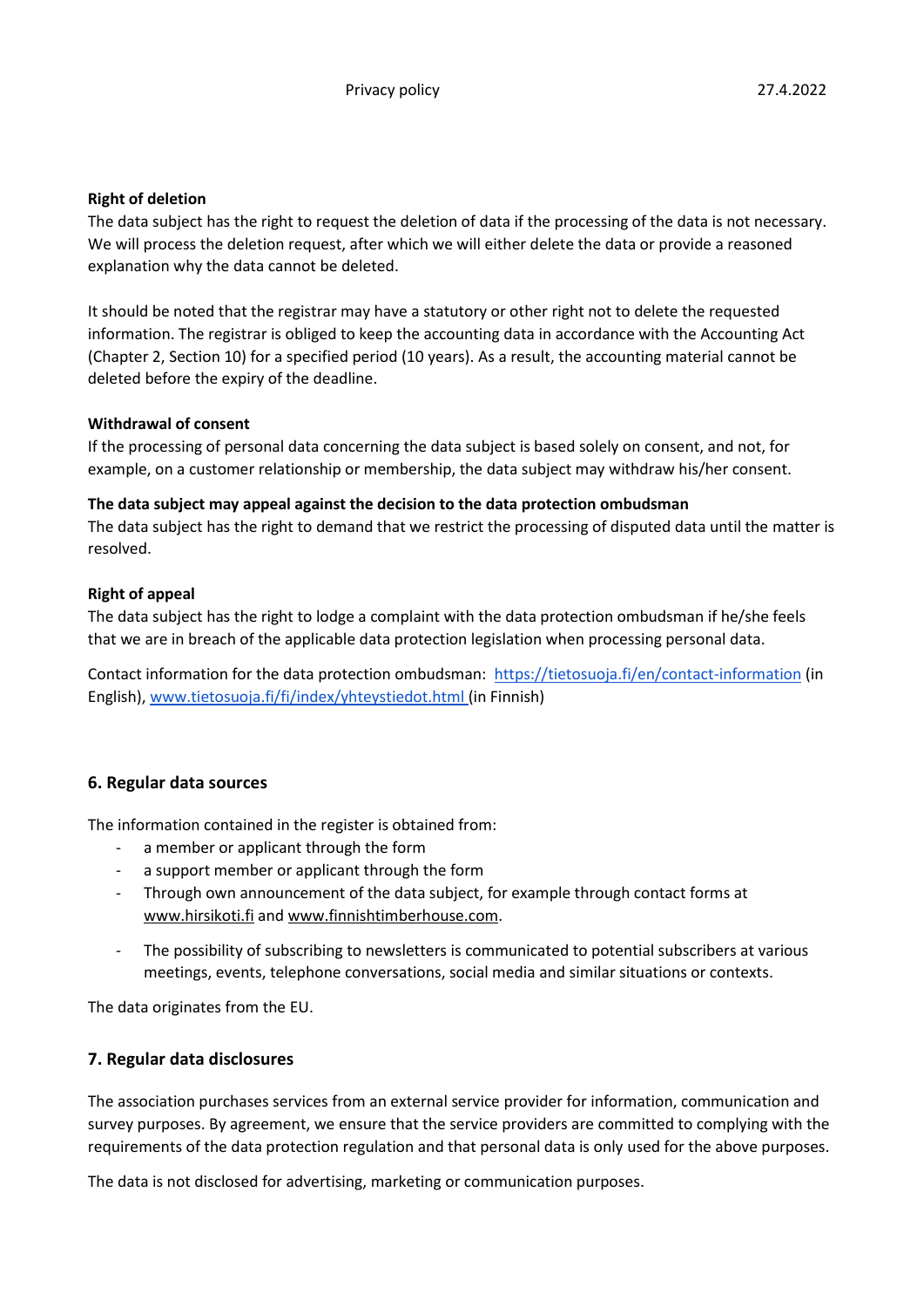**Right of deletion**

The data subject has the right to request the deletion of data if the processing of the data is not necessary. We will process the deletion request, after which we will either delete the data or provide a reasoned explanation why the data cannot be deleted.

It should be noted that the registrar may have a statutory or other right not to delete the requested information. The registrar is obliged to keep the accounting data in accordance with the Accounting Act (Chapter 2, Section 10) for a specified period (10 years). As a result, the accounting material cannot be deleted before the expiry of the deadline.

**Withdrawal of consent**

If the processing of personal data concerning the data subject is based solely on consent, and not, for example, on a customer relationship or membership, the data subject may withdraw his/her consent.

**The data subject may appeal against the decision to the data protection ombudsman**

The data subject has the right to demand that we restrict the processing of disputed data until the matter is resolved.

**Right of appeal**

The data subject has the right to lodge a complaint with the data protection ombudsman if he/she feels that we are in breach of the applicable data protection legislation when processing personal data.

Contact information for the data protection ombudsman: https://tietosuoja.fi/en/contact-information (in English), www.tietosuoja.fi/fi/index/yhteystiedot.html (in Finnish)

## 6. Regular data sources

The information contained in the register is obtained from:

- a member or applicant through the form
- a support member or applicant through the form
- Through own announcement of the data subject, for example through contact forms at www.hirsikoti.fi and www.finnishtimberhouse.com.
- The possibility of subscribing to newsletters is communicated to potential subscribers at various meetings, events, telephone conversations, social media and similar situations or contexts.

The data originates from the EU.

## 7. Regular data disclosures

The association purchases services from an external service provider for information, communication and survey purposes. By agreement, we ensure that the service providers are committed to complying with the requirements of the data protection regulation and that personal data is only used for the above purposes.

The data is not disclosed for advertising, marketing or communication purposes.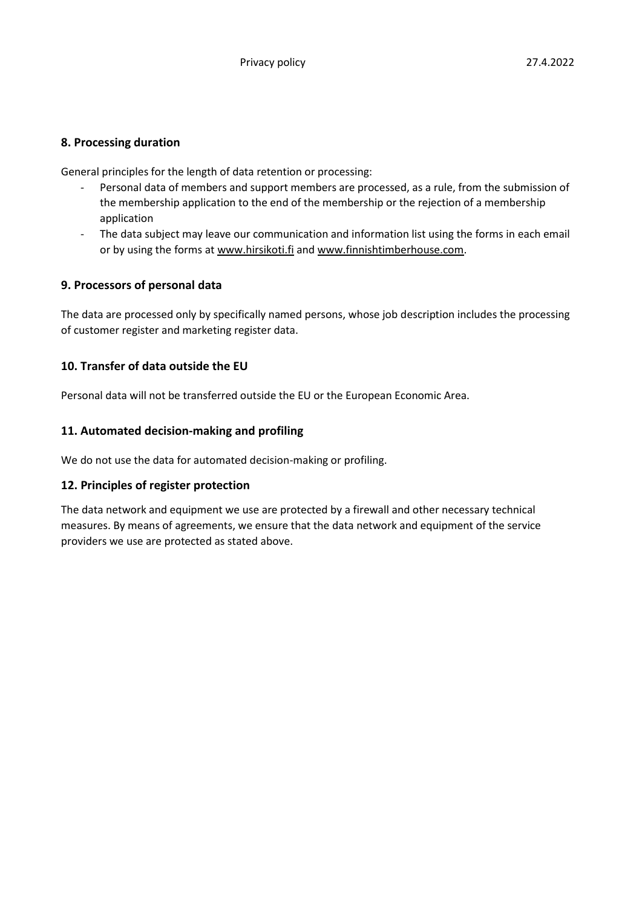## 8. Processing duration

General principles for the length of data retention or processing:

- Personal data of members and support members are processed, as a rule, from the submission of the membership application to the end of the membership or the rejection of a membership application
- The data subject may leave our communication and information list using the forms in each email or by using the forms at www.hirsikoti.fi and www.finnishtimberhouse.com.

## 9. Processors of personal data

The data are processed only by specifically named persons, whose job description includes the processing of customer register and marketing register data.

## 10. Transfer of data outside the EU

Personal data will not be transferred outside the EU or the European Economic Area.

## 11. Automated decision-making and profiling

We do not use the data for automated decision-making or profiling.

## 12. Principles of register protection

The data network and equipment we use are protected by a firewall and other necessary technical measures. By means of agreements, we ensure that the data network and equipment of the service providers we use are protected as stated above.